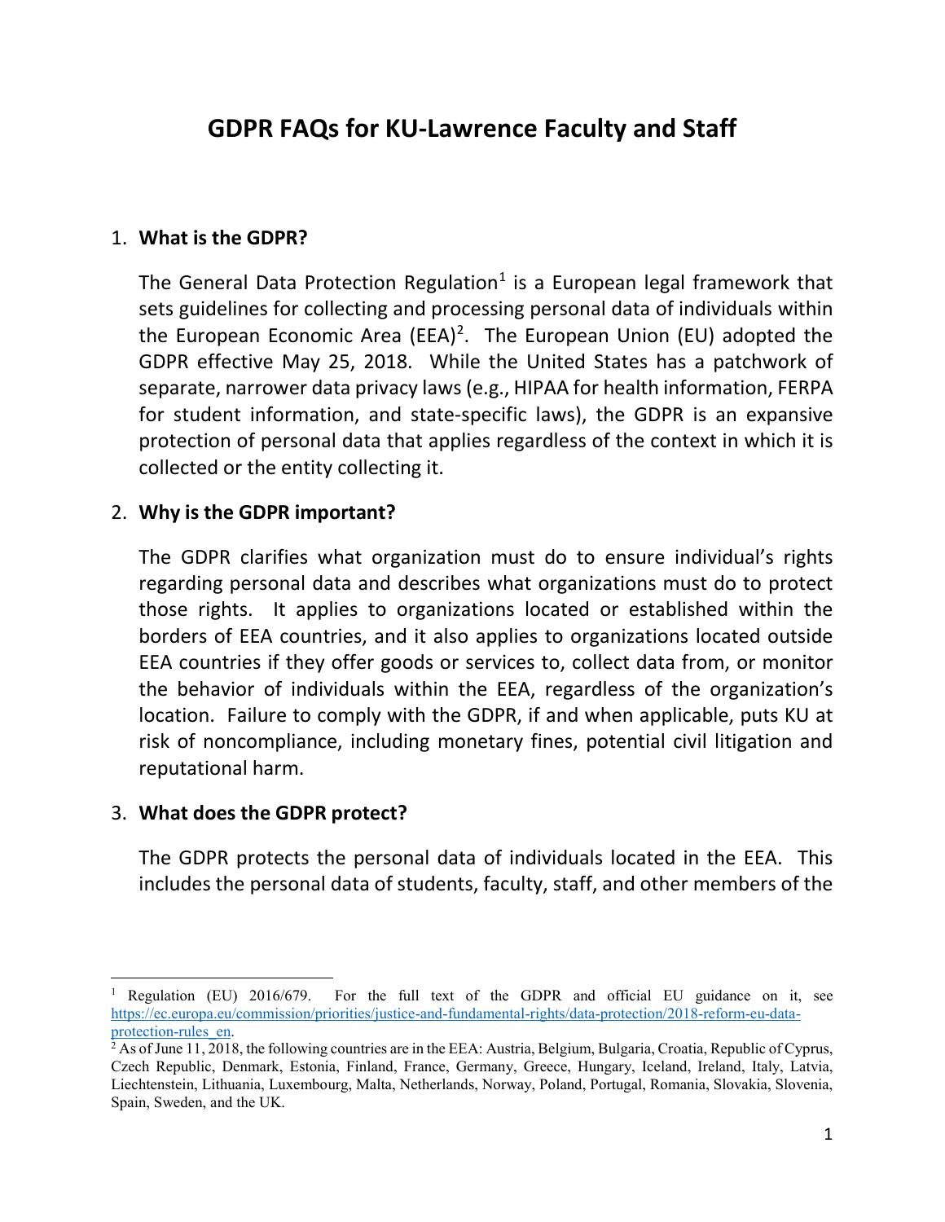# GDPR FAQs for KU-Lawrence Faculty and Staff

1. **What is the GDPR?**

   The General Data Protection Regulation[1] is a European legal framework that sets guidelines for collecting and processing personal data of individuals within the European Economic Area (EEA)[2]. The European Union (EU) adopted the GDPR effective May 25, 2018. While the United States has a patchwork of separate, narrower data privacy laws (e.g., HIPAA for health information, FERPA for student information, and state-specific laws), the GDPR is an expansive protection of personal data that applies regardless of the context in which it is collected or the entity collecting it.

2. **Why is the GDPR important?**

   The GDPR clarifies what organization must do to ensure individual's rights regarding personal data and describes what organizations must do to protect those rights. It applies to organizations located or established within the borders of EEA countries, and it also applies to organizations located outside EEA countries if they offer goods or services to, collect data from, or monitor the behavior of individuals within the EEA, regardless of the organization's location. Failure to comply with the GDPR, if and when applicable, puts KU at risk of noncompliance, including monetary fines, potential civil litigation and reputational harm.

3. **What does the GDPR protect?**

   The GDPR protects the personal data of individuals located in the EEA. This includes the personal data of students, faculty, staff, and other members of the

---

[1] Regulation (EU) 2016/679. For the full text of the GDPR and official EU guidance on it, see https://ec.europa.eu/commission/priorities/justice-and-fundamental-rights/data-protection/2018-reform-eu-data-protection-rules_en.

[2] As of June 11, 2018, the following countries are in the EEA: Austria, Belgium, Bulgaria, Croatia, Republic of Cyprus, Czech Republic, Denmark, Estonia, Finland, France, Germany, Greece, Hungary, Iceland, Ireland, Italy, Latvia, Liechtenstein, Lithuania, Luxembourg, Malta, Netherlands, Norway, Poland, Portugal, Romania, Slovakia, Slovenia, Spain, Sweden, and the UK.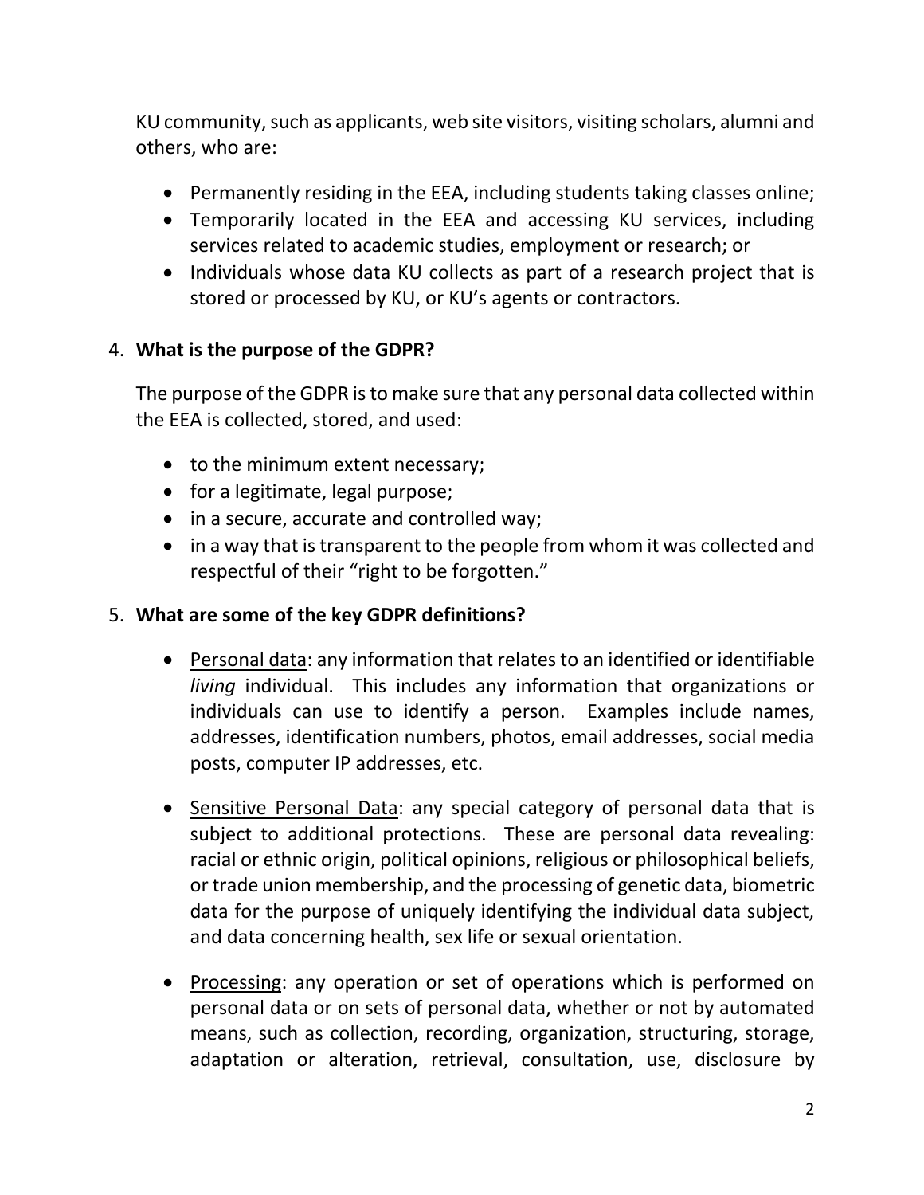KU community, such as applicants, web site visitors, visiting scholars, alumni and others, who are:

- Permanently residing in the EEA, including students taking classes online;
- Temporarily located in the EEA and accessing KU services, including services related to academic studies, employment or research; or
- Individuals whose data KU collects as part of a research project that is stored or processed by KU, or KU's agents or contractors.

4. **What is the purpose of the GDPR?**

The purpose of the GDPR is to make sure that any personal data collected within the EEA is collected, stored, and used:

- to the minimum extent necessary;
- for a legitimate, legal purpose;
- in a secure, accurate and controlled way;
- in a way that is transparent to the people from whom it was collected and respectful of their "right to be forgotten."

5. **What are some of the key GDPR definitions?**

- <u>Personal data</u>: any information that relates to an identified or identifiable *living* individual. This includes any information that organizations or individuals can use to identify a person. Examples include names, addresses, identification numbers, photos, email addresses, social media posts, computer IP addresses, etc.

- <u>Sensitive Personal Data</u>: any special category of personal data that is subject to additional protections. These are personal data revealing: racial or ethnic origin, political opinions, religious or philosophical beliefs, or trade union membership, and the processing of genetic data, biometric data for the purpose of uniquely identifying the individual data subject, and data concerning health, sex life or sexual orientation.

- <u>Processing</u>: any operation or set of operations which is performed on personal data or on sets of personal data, whether or not by automated means, such as collection, recording, organization, structuring, storage, adaptation or alteration, retrieval, consultation, use, disclosure by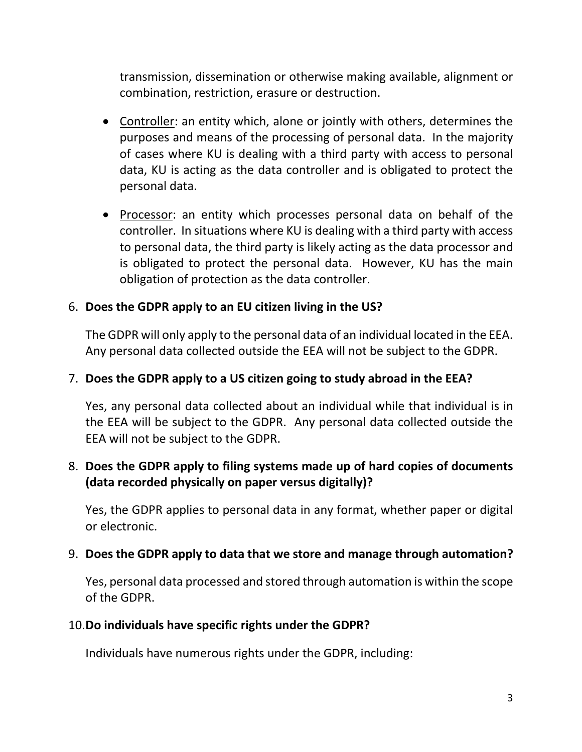transmission, dissemination or otherwise making available, alignment or combination, restriction, erasure or destruction.

- Controller: an entity which, alone or jointly with others, determines the purposes and means of the processing of personal data. In the majority of cases where KU is dealing with a third party with access to personal data, KU is acting as the data controller and is obligated to protect the personal data.
- Processor: an entity which processes personal data on behalf of the controller. In situations where KU is dealing with a third party with access to personal data, the third party is likely acting as the data processor and is obligated to protect the personal data. However, KU has the main obligation of protection as the data controller.

6. **Does the GDPR apply to an EU citizen living in the US?**

   The GDPR will only apply to the personal data of an individual located in the EEA. Any personal data collected outside the EEA will not be subject to the GDPR.

7. **Does the GDPR apply to a US citizen going to study abroad in the EEA?**

   Yes, any personal data collected about an individual while that individual is in the EEA will be subject to the GDPR. Any personal data collected outside the EEA will not be subject to the GDPR.

8. **Does the GDPR apply to filing systems made up of hard copies of documents (data recorded physically on paper versus digitally)?**

   Yes, the GDPR applies to personal data in any format, whether paper or digital or electronic.

9. **Does the GDPR apply to data that we store and manage through automation?**

   Yes, personal data processed and stored through automation is within the scope of the GDPR.

10. **Do individuals have specific rights under the GDPR?**

    Individuals have numerous rights under the GDPR, including: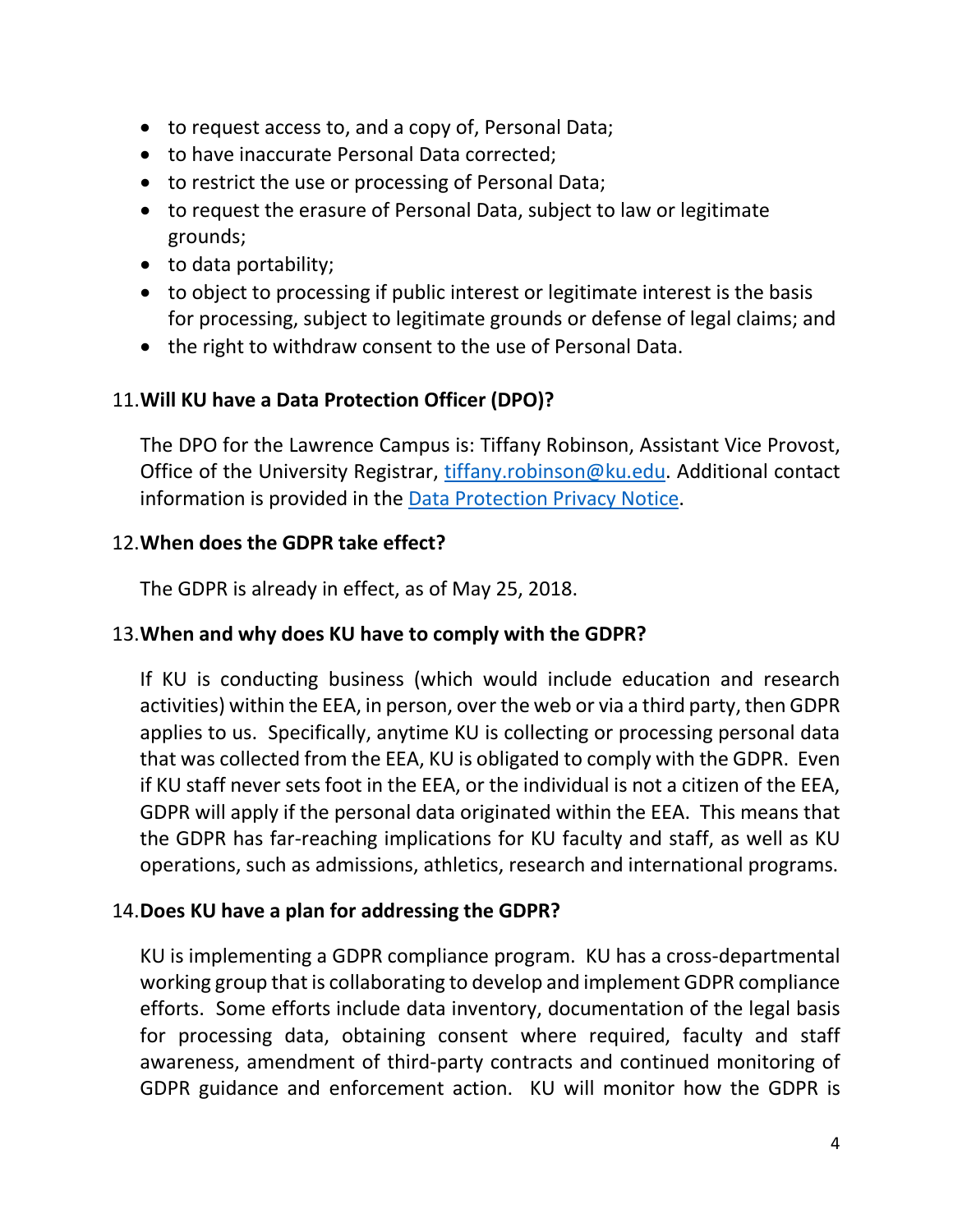- to request access to, and a copy of, Personal Data;
- to have inaccurate Personal Data corrected;
- to restrict the use or processing of Personal Data;
- to request the erasure of Personal Data, subject to law or legitimate grounds;
- to data portability;
- to object to processing if public interest or legitimate interest is the basis for processing, subject to legitimate grounds or defense of legal claims; and
- the right to withdraw consent to the use of Personal Data.

11. **Will KU have a Data Protection Officer (DPO)?**

    The DPO for the Lawrence Campus is: Tiffany Robinson, Assistant Vice Provost, Office of the University Registrar, [tiffany.robinson@ku.edu](mailto:tiffany.robinson@ku.edu). Additional contact information is provided in the [Data Protection Privacy Notice](#).

12. **When does the GDPR take effect?**

    The GDPR is already in effect, as of May 25, 2018.

13. **When and why does KU have to comply with the GDPR?**

    If KU is conducting business (which would include education and research activities) within the EEA, in person, over the web or via a third party, then GDPR applies to us. Specifically, anytime KU is collecting or processing personal data that was collected from the EEA, KU is obligated to comply with the GDPR. Even if KU staff never sets foot in the EEA, or the individual is not a citizen of the EEA, GDPR will apply if the personal data originated within the EEA. This means that the GDPR has far-reaching implications for KU faculty and staff, as well as KU operations, such as admissions, athletics, research and international programs.

14. **Does KU have a plan for addressing the GDPR?**

    KU is implementing a GDPR compliance program. KU has a cross-departmental working group that is collaborating to develop and implement GDPR compliance efforts. Some efforts include data inventory, documentation of the legal basis for processing data, obtaining consent where required, faculty and staff awareness, amendment of third-party contracts and continued monitoring of GDPR guidance and enforcement action. KU will monitor how the GDPR is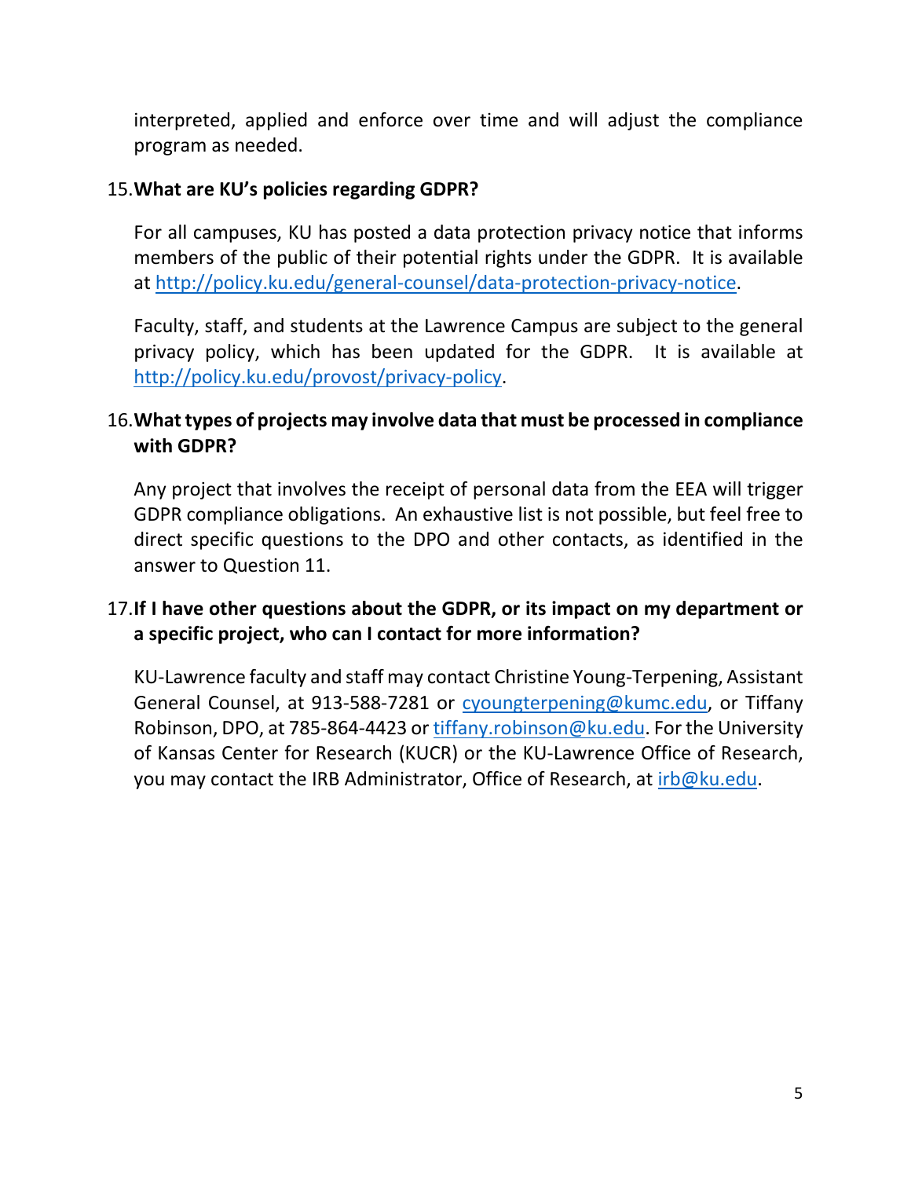interpreted, applied and enforce over time and will adjust the compliance program as needed.

15. **What are KU's policies regarding GDPR?**

    For all campuses, KU has posted a data protection privacy notice that informs members of the public of their potential rights under the GDPR. It is available at http://policy.ku.edu/general-counsel/data-protection-privacy-notice.

    Faculty, staff, and students at the Lawrence Campus are subject to the general privacy policy, which has been updated for the GDPR. It is available at http://policy.ku.edu/provost/privacy-policy.

16. **What types of projects may involve data that must be processed in compliance with GDPR?**

    Any project that involves the receipt of personal data from the EEA will trigger GDPR compliance obligations. An exhaustive list is not possible, but feel free to direct specific questions to the DPO and other contacts, as identified in the answer to Question 11.

17. **If I have other questions about the GDPR, or its impact on my department or a specific project, who can I contact for more information?**

    KU-Lawrence faculty and staff may contact Christine Young-Terpening, Assistant General Counsel, at 913-588-7281 or cyoungterpening@kumc.edu, or Tiffany Robinson, DPO, at 785-864-4423 or tiffany.robinson@ku.edu. For the University of Kansas Center for Research (KUCR) or the KU-Lawrence Office of Research, you may contact the IRB Administrator, Office of Research, at irb@ku.edu.